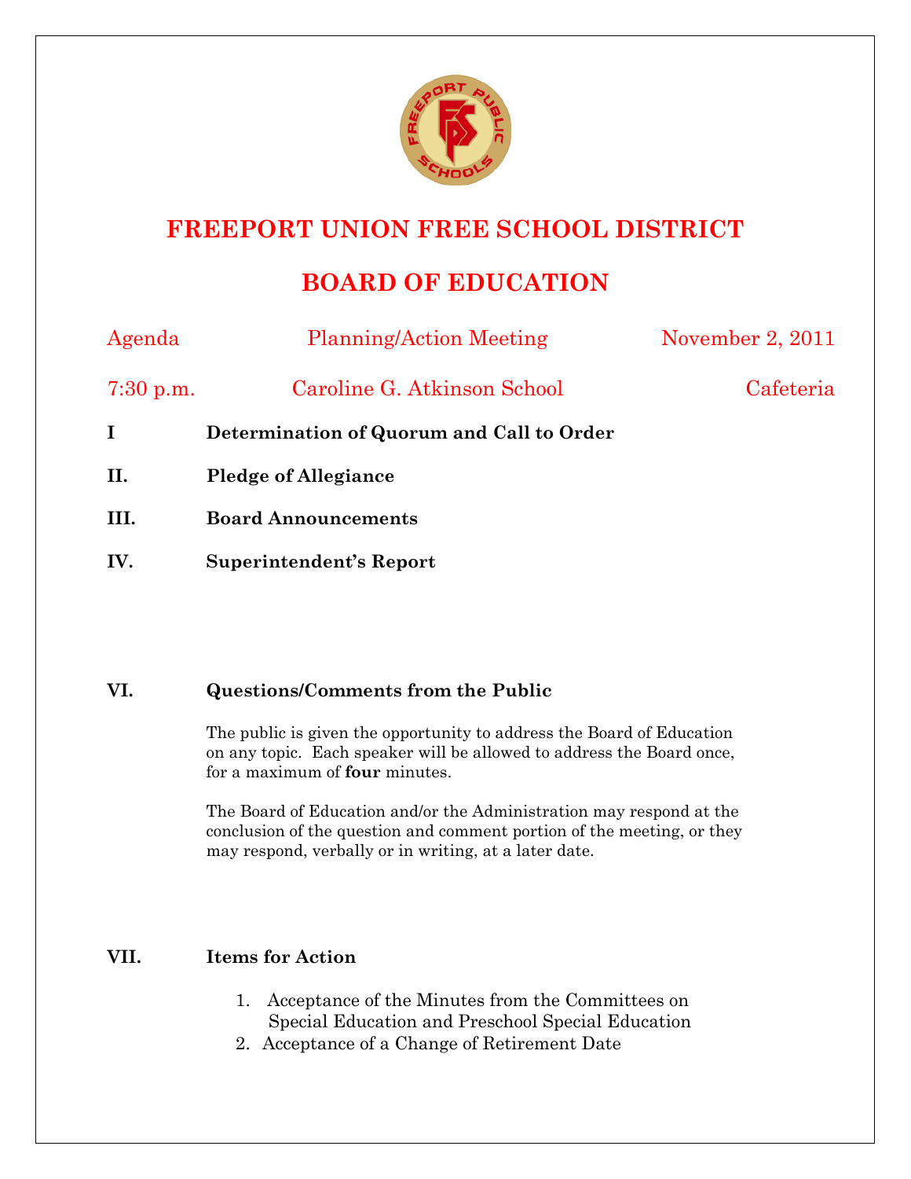# FREEPORT UNION FREE SCHOOL DISTRICT

## BOARD OF EDUCATION

Agenda — Planning/Action Meeting — November 2, 2011

7:30 p.m. — Caroline G. Atkinson School — Cafeteria

**I Determination of Quorum and Call to Order**

**II. Pledge of Allegiance**

**III. Board Announcements**

**IV. Superintendent's Report**

**VI. Questions/Comments from the Public**

The public is given the opportunity to address the Board of Education on any topic. Each speaker will be allowed to address the Board once, for a maximum of **four** minutes.

The Board of Education and/or the Administration may respond at the conclusion of the question and comment portion of the meeting, or they may respond, verbally or in writing, at a later date.

**VII. Items for Action**

1. Acceptance of the Minutes from the Committees on Special Education and Preschool Special Education
2. Acceptance of a Change of Retirement Date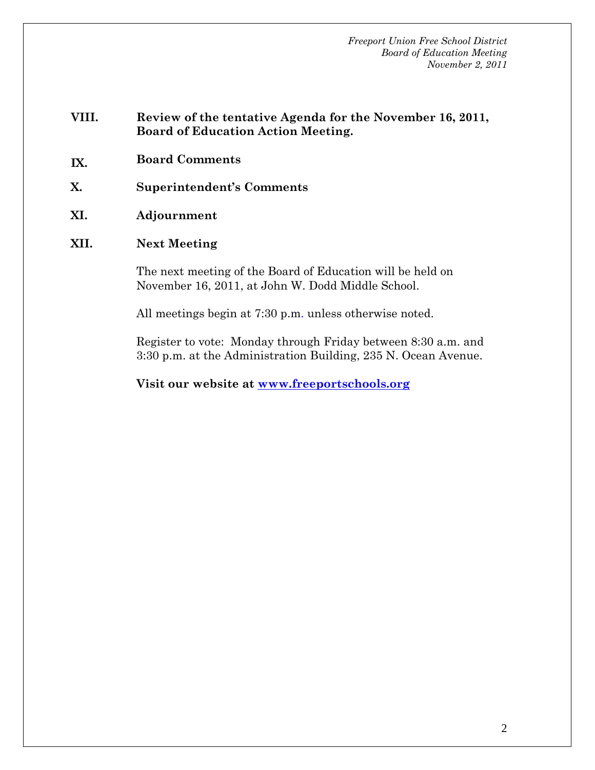**VIII.** **Review of the tentative Agenda for the November 16, 2011, Board of Education Action Meeting.**

**IX.** **Board Comments**

**X.** **Superintendent's Comments**

**XI.** **Adjournment**

**XII.** **Next Meeting**

The next meeting of the Board of Education will be held on November 16, 2011, at John W. Dodd Middle School.

All meetings begin at 7:30 p.m. unless otherwise noted.

Register to vote: Monday through Friday between 8:30 a.m. and 3:30 p.m. at the Administration Building, 235 N. Ocean Avenue.

**Visit our website at [www.freeportschools.org](http://www.freeportschools.org)**